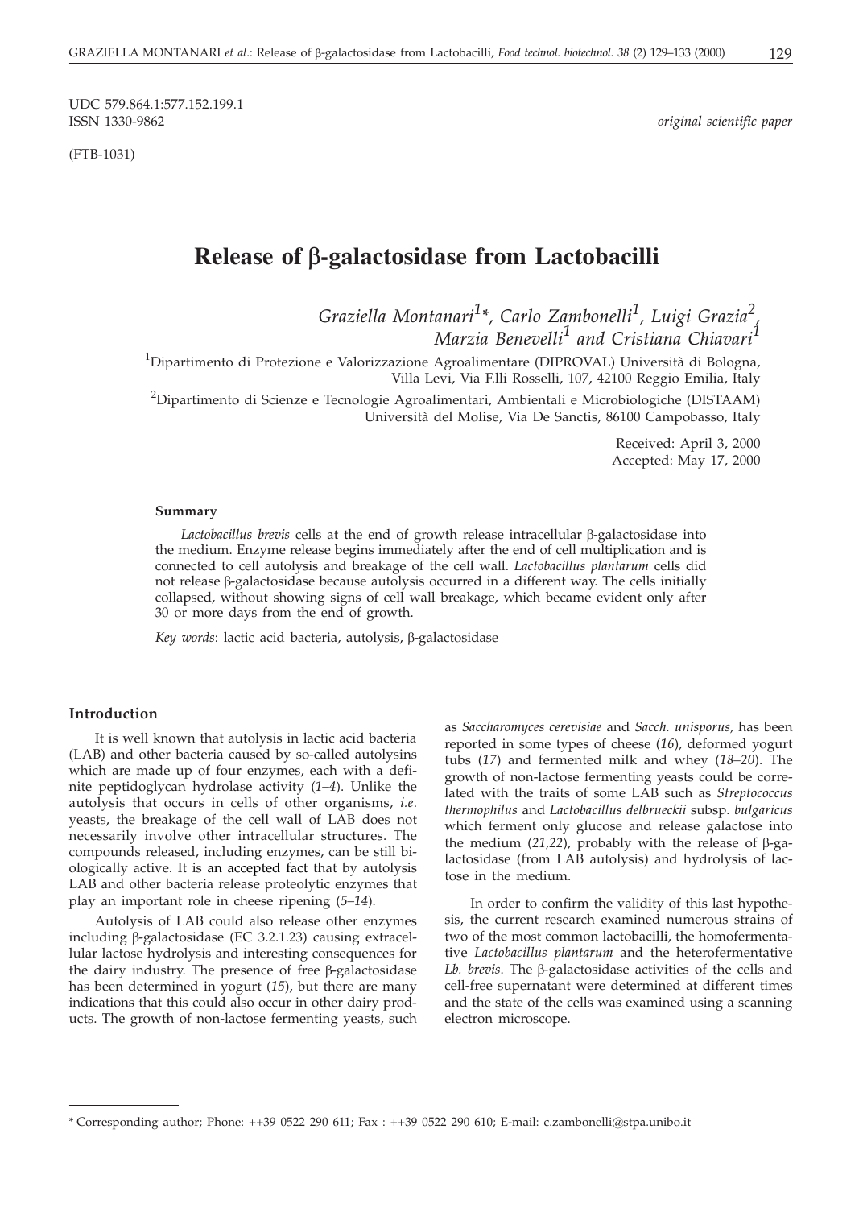UDC 579.864.1:577.152.199.1
ISSN 1330-9862

*original scientific paper*

(FTB-1031)

# Release of β-galactosidase from Lactobacilli

*Graziella Montanari[1]\*, Carlo Zambonelli[1], Luigi Grazia[2], Marzia Benevelli[1] and Cristiana Chiavari[1]*

[1]Dipartimento di Protezione e Valorizzazione Agroalimentare (DIPROVAL) Università di Bologna, Villa Levi, Via F.lli Rosselli, 107, 42100 Reggio Emilia, Italy

[2]Dipartimento di Scienze e Tecnologie Agroalimentari, Ambientali e Microbiologiche (DISTAAM) Università del Molise, Via De Sanctis, 86100 Campobasso, Italy

Received: April 3, 2000
Accepted: May 17, 2000

### Summary

*Lactobacillus brevis* cells at the end of growth release intracellular β-galactosidase into the medium. Enzyme release begins immediately after the end of cell multiplication and is connected to cell autolysis and breakage of the cell wall. *Lactobacillus plantarum* cells did not release β-galactosidase because autolysis occurred in a different way. The cells initially collapsed, without showing signs of cell wall breakage, which became evident only after 30 or more days from the end of growth.

*Key words*: lactic acid bacteria, autolysis, β-galactosidase

## Introduction

It is well known that autolysis in lactic acid bacteria (LAB) and other bacteria caused by so-called autolysins which are made up of four enzymes, each with a definite peptidoglycan hydrolase activity (*1–4*). Unlike the autolysis that occurs in cells of other organisms, *i.e.* yeasts, the breakage of the cell wall of LAB does not necessarily involve other intracellular structures. The compounds released, including enzymes, can be still biologically active. It is an accepted fact that by autolysis LAB and other bacteria release proteolytic enzymes that play an important role in cheese ripening (*5–14*).

Autolysis of LAB could also release other enzymes including β-galactosidase (EC 3.2.1.23) causing extracellular lactose hydrolysis and interesting consequences for the dairy industry. The presence of free β-galactosidase has been determined in yogurt (*15*), but there are many indications that this could also occur in other dairy products. The growth of non-lactose fermenting yeasts, such as *Saccharomyces cerevisiae* and *Sacch. unisporus*, has been reported in some types of cheese (*16*), deformed yogurt tubs (*17*) and fermented milk and whey (*18–20*). The growth of non-lactose fermenting yeasts could be correlated with the traits of some LAB such as *Streptococcus thermophilus* and *Lactobacillus delbrueckii* subsp. *bulgaricus* which ferment only glucose and release galactose into the medium (*21,22*), probably with the release of β-galactosidase (from LAB autolysis) and hydrolysis of lactose in the medium.

In order to confirm the validity of this last hypothesis, the current research examined numerous strains of two of the most common lactobacilli, the homofermentative *Lactobacillus plantarum* and the heterofermentative *Lb. brevis*. The β-galactosidase activities of the cells and cell-free supernatant were determined at different times and the state of the cells was examined using a scanning electron microscope.

---

\* Corresponding author; Phone: ++39 0522 290 611; Fax : ++39 0522 290 610; E-mail: c.zambonelli@stpa.unibo.it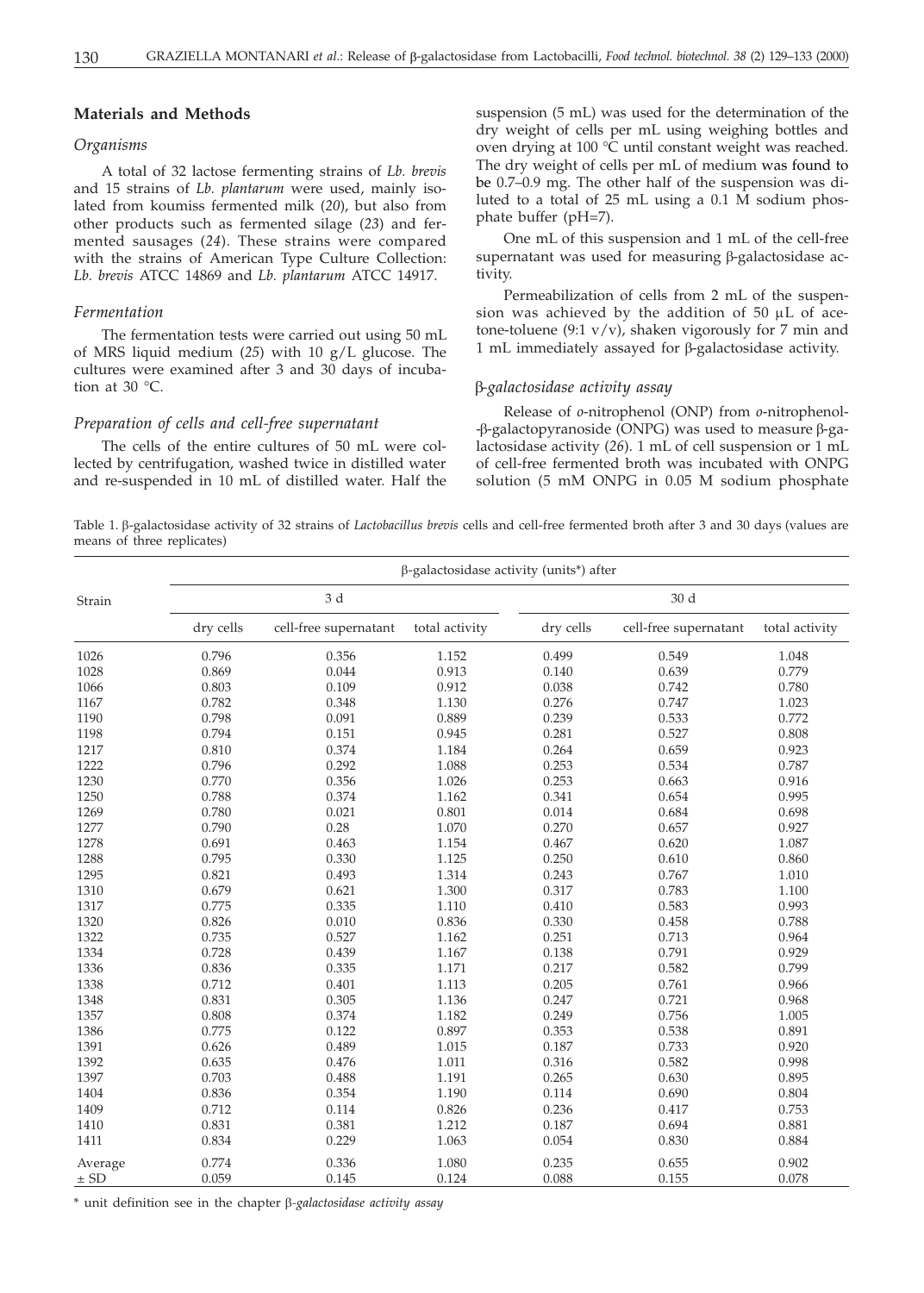## Materials and Methods

### *Organisms*

A total of 32 lactose fermenting strains of *Lb. brevis* and 15 strains of *Lb. plantarum* were used, mainly isolated from koumiss fermented milk (*20*), but also from other products such as fermented silage (*23*) and fermented sausages (*24*). These strains were compared with the strains of American Type Culture Collection: *Lb. brevis* ATCC 14869 and *Lb. plantarum* ATCC 14917.

### *Fermentation*

The fermentation tests were carried out using 50 mL of MRS liquid medium (*25*) with 10 g/L glucose. The cultures were examined after 3 and 30 days of incubation at 30 °C.

### *Preparation of cells and cell-free supernatant*

The cells of the entire cultures of 50 mL were collected by centrifugation, washed twice in distilled water and re-suspended in 10 mL of distilled water. Half the suspension (5 mL) was used for the determination of the dry weight of cells per mL using weighing bottles and oven drying at 100 °C until constant weight was reached. The dry weight of cells per mL of medium was found to be 0.7–0.9 mg. The other half of the suspension was diluted to a total of 25 mL using a 0.1 M sodium phosphate buffer (pH=7).

One mL of this suspension and 1 mL of the cell-free supernatant was used for measuring β-galactosidase activity.

Permeabilization of cells from 2 mL of the suspension was achieved by the addition of 50 μL of acetone-toluene (9:1 v/v), shaken vigorously for 7 min and 1 mL immediately assayed for β-galactosidase activity.

### *β-galactosidase activity assay*

Release of *o*-nitrophenol (ONP) from *o*-nitrophenol-β-galactopyranoside (ONPG) was used to measure β-galactosidase activity (*26*). 1 mL of cell suspension or 1 mL of cell-free fermented broth was incubated with ONPG solution (5 mM ONPG in 0.05 M sodium phosphate

Table 1. β-galactosidase activity of 32 strains of *Lactobacillus brevis* cells and cell-free fermented broth after 3 and 30 days (values are means of three replicates)

| Strain | β-galactosidase activity (units*) after 3 d | | | 30 d | | |
|---|---|---|---|---|---|---|
| | dry cells | cell-free supernatant | total activity | dry cells | cell-free supernatant | total activity |
| 1026 | 0.796 | 0.356 | 1.152 | 0.499 | 0.549 | 1.048 |
| 1028 | 0.869 | 0.044 | 0.913 | 0.140 | 0.639 | 0.779 |
| 1066 | 0.803 | 0.109 | 0.912 | 0.038 | 0.742 | 0.780 |
| 1167 | 0.782 | 0.348 | 1.130 | 0.276 | 0.747 | 1.023 |
| 1190 | 0.798 | 0.091 | 0.889 | 0.239 | 0.533 | 0.772 |
| 1198 | 0.794 | 0.151 | 0.945 | 0.281 | 0.527 | 0.808 |
| 1217 | 0.810 | 0.374 | 1.184 | 0.264 | 0.659 | 0.923 |
| 1222 | 0.796 | 0.292 | 1.088 | 0.253 | 0.534 | 0.787 |
| 1230 | 0.770 | 0.356 | 1.026 | 0.253 | 0.663 | 0.916 |
| 1250 | 0.788 | 0.374 | 1.162 | 0.341 | 0.654 | 0.995 |
| 1269 | 0.780 | 0.021 | 0.801 | 0.014 | 0.684 | 0.698 |
| 1277 | 0.790 | 0.28 | 1.070 | 0.270 | 0.657 | 0.927 |
| 1278 | 0.691 | 0.463 | 1.154 | 0.467 | 0.620 | 1.087 |
| 1288 | 0.795 | 0.330 | 1.125 | 0.250 | 0.610 | 0.860 |
| 1295 | 0.821 | 0.493 | 1.314 | 0.243 | 0.767 | 1.010 |
| 1310 | 0.679 | 0.621 | 1.300 | 0.317 | 0.783 | 1.100 |
| 1317 | 0.775 | 0.335 | 1.110 | 0.410 | 0.583 | 0.993 |
| 1320 | 0.826 | 0.010 | 0.836 | 0.330 | 0.458 | 0.788 |
| 1322 | 0.735 | 0.527 | 1.162 | 0.251 | 0.713 | 0.964 |
| 1334 | 0.728 | 0.439 | 1.167 | 0.138 | 0.791 | 0.929 |
| 1336 | 0.836 | 0.335 | 1.171 | 0.217 | 0.582 | 0.799 |
| 1338 | 0.712 | 0.401 | 1.113 | 0.205 | 0.761 | 0.966 |
| 1348 | 0.831 | 0.305 | 1.136 | 0.247 | 0.721 | 0.968 |
| 1357 | 0.808 | 0.374 | 1.182 | 0.249 | 0.756 | 1.005 |
| 1386 | 0.775 | 0.122 | 0.897 | 0.353 | 0.538 | 0.891 |
| 1391 | 0.626 | 0.489 | 1.015 | 0.187 | 0.733 | 0.920 |
| 1392 | 0.635 | 0.476 | 1.011 | 0.316 | 0.582 | 0.998 |
| 1397 | 0.703 | 0.488 | 1.191 | 0.265 | 0.630 | 0.895 |
| 1404 | 0.836 | 0.354 | 1.190 | 0.114 | 0.690 | 0.804 |
| 1409 | 0.712 | 0.114 | 0.826 | 0.236 | 0.417 | 0.753 |
| 1410 | 0.831 | 0.381 | 1.212 | 0.187 | 0.694 | 0.881 |
| 1411 | 0.834 | 0.229 | 1.063 | 0.054 | 0.830 | 0.884 |
| Average | 0.774 | 0.336 | 1.080 | 0.235 | 0.655 | 0.902 |
| ± SD | 0.059 | 0.145 | 0.124 | 0.088 | 0.155 | 0.078 |

\* unit definition see in the chapter *β-galactosidase activity assay*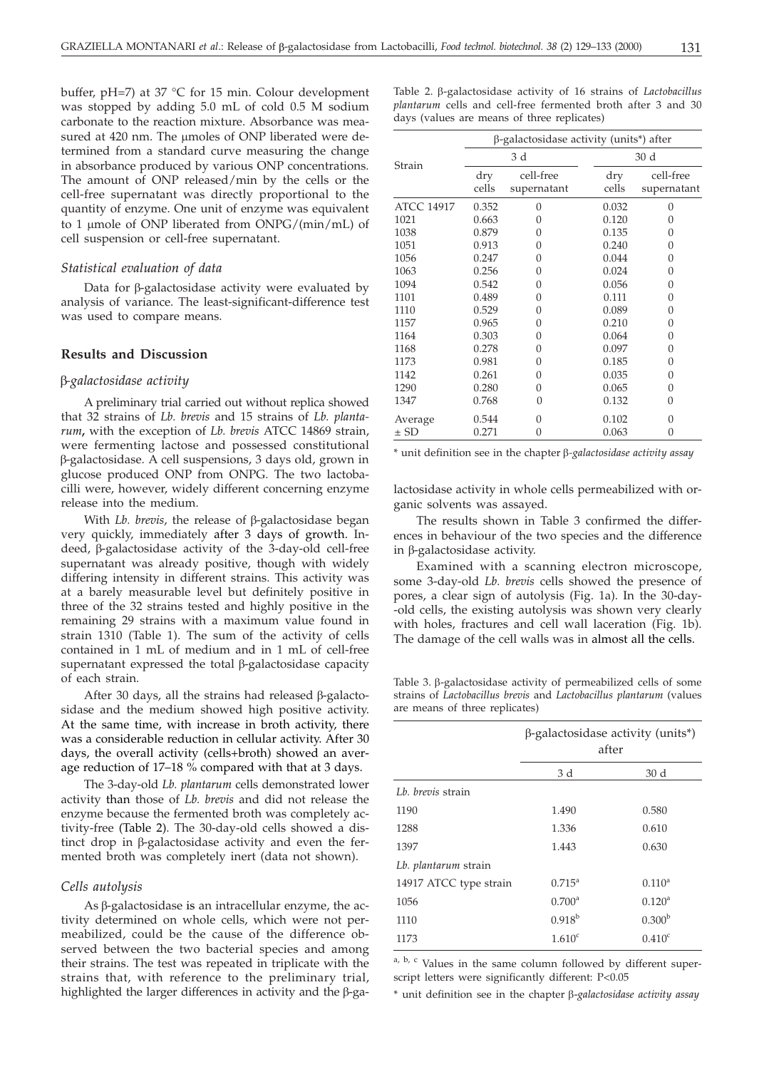buffer, pH=7) at 37 °C for 15 min. Colour development was stopped by adding 5.0 mL of cold 0.5 M sodium carbonate to the reaction mixture. Absorbance was measured at 420 nm. The μmoles of ONP liberated were determined from a standard curve measuring the change in absorbance produced by various ONP concentrations. The amount of ONP released/min by the cells or the cell-free supernatant was directly proportional to the quantity of enzyme. One unit of enzyme was equivalent to 1 μmole of ONP liberated from ONPG/(min/mL) of cell suspension or cell-free supernatant.

### *Statistical evaluation of data*

Data for β-galactosidase activity were evaluated by analysis of variance. The least-significant-difference test was used to compare means.

## Results and Discussion

### *β-galactosidase activity*

A preliminary trial carried out without replica showed that 32 strains of *Lb. brevis* and 15 strains of *Lb. plantarum***,** with the exception of *Lb. brevis* ATCC 14869 strain, were fermenting lactose and possessed constitutional β-galactosidase. A cell suspensions, 3 days old, grown in glucose produced ONP from ONPG. The two lactobacilli were, however, widely different concerning enzyme release into the medium.

With *Lb. brevis*, the release of β-galactosidase began very quickly, immediately after 3 days of growth. Indeed, β-galactosidase activity of the 3-day-old cell-free supernatant was already positive, though with widely differing intensity in different strains. This activity was at a barely measurable level but definitely positive in three of the 32 strains tested and highly positive in the remaining 29 strains with a maximum value found in strain 1310 (Table 1). The sum of the activity of cells contained in 1 mL of medium and in 1 mL of cell-free supernatant expressed the total β-galactosidase capacity of each strain.

After 30 days, all the strains had released β-galactosidase and the medium showed high positive activity. At the same time, with increase in broth activity, there was a considerable reduction in cellular activity. After 30 days, the overall activity (cells+broth) showed an average reduction of 17–18 % compared with that at 3 days.

The 3-day-old *Lb. plantarum* cells demonstrated lower activity than those of *Lb. brevis* and did not release the enzyme because the fermented broth was completely activity-free (Table 2). The 30-day-old cells showed a distinct drop in β-galactosidase activity and even the fermented broth was completely inert (data not shown).

### *Cells autolysis*

As β-galactosidase is an intracellular enzyme, the activity determined on whole cells, which were not permeabilized, could be the cause of the difference observed between the two bacterial species and among their strains. The test was repeated in triplicate with the strains that, with reference to the preliminary trial, highlighted the larger differences in activity and the β-galactosidase activity in whole cells permeabilized with organic solvents was assayed.

The results shown in Table 3 confirmed the differences in behaviour of the two species and the difference in β-galactosidase activity.

Examined with a scanning electron microscope, some 3-day-old *Lb. brevis* cells showed the presence of pores, a clear sign of autolysis (Fig. 1a). In the 30-day-old cells, the existing autolysis was shown very clearly with holes, fractures and cell wall laceration (Fig. 1b). The damage of the cell walls was in almost all the cells.

Table 2. β-galactosidase activity of 16 strains of *Lactobacillus plantarum* cells and cell-free fermented broth after 3 and 30 days (values are means of three replicates)

| Strain | β-galactosidase activity (units*) after | | | |
|---|---|---|---|---|
| | 3 d | | 30 d | |
| | dry cells | cell-free supernatant | dry cells | cell-free supernatant |
| ATCC 14917 | 0.352 | 0 | 0.032 | 0 |
| 1021 | 0.663 | 0 | 0.120 | 0 |
| 1038 | 0.879 | 0 | 0.135 | 0 |
| 1051 | 0.913 | 0 | 0.240 | 0 |
| 1056 | 0.247 | 0 | 0.044 | 0 |
| 1063 | 0.256 | 0 | 0.024 | 0 |
| 1094 | 0.542 | 0 | 0.056 | 0 |
| 1101 | 0.489 | 0 | 0.111 | 0 |
| 1110 | 0.529 | 0 | 0.089 | 0 |
| 1157 | 0.965 | 0 | 0.210 | 0 |
| 1164 | 0.303 | 0 | 0.064 | 0 |
| 1168 | 0.278 | 0 | 0.097 | 0 |
| 1173 | 0.981 | 0 | 0.185 | 0 |
| 1142 | 0.261 | 0 | 0.035 | 0 |
| 1290 | 0.280 | 0 | 0.065 | 0 |
| 1347 | 0.768 | 0 | 0.132 | 0 |
| Average | 0.544 | 0 | 0.102 | 0 |
| ± SD | 0.271 | 0 | 0.063 | 0 |

\* unit definition see in the chapter *β-galactosidase activity assay*

Table 3. β-galactosidase activity of permeabilized cells of some strains of *Lactobacillus brevis* and *Lactobacillus plantarum* (values are means of three replicates)

| | β-galactosidase activity (units*) after | |
|---|---|---|
| | 3 d | 30 d |
| *Lb. brevis* strain | | |
| 1190 | 1.490 | 0.580 |
| 1288 | 1.336 | 0.610 |
| 1397 | 1.443 | 0.630 |
| *Lb. plantarum* strain | | |
| 14917 ATCC type strain | $0.715^{a}$ | $0.110^{a}$ |
| 1056 | $0.700^{a}$ | $0.120^{a}$ |
| 1110 | $0.918^{b}$ | $0.300^{b}$ |
| 1173 | $1.610^{c}$ | $0.410^{c}$ |

a, b, c Values in the same column followed by different superscript letters were significantly different: $P<0.05$

\* unit definition see in the chapter *β-galactosidase activity assay*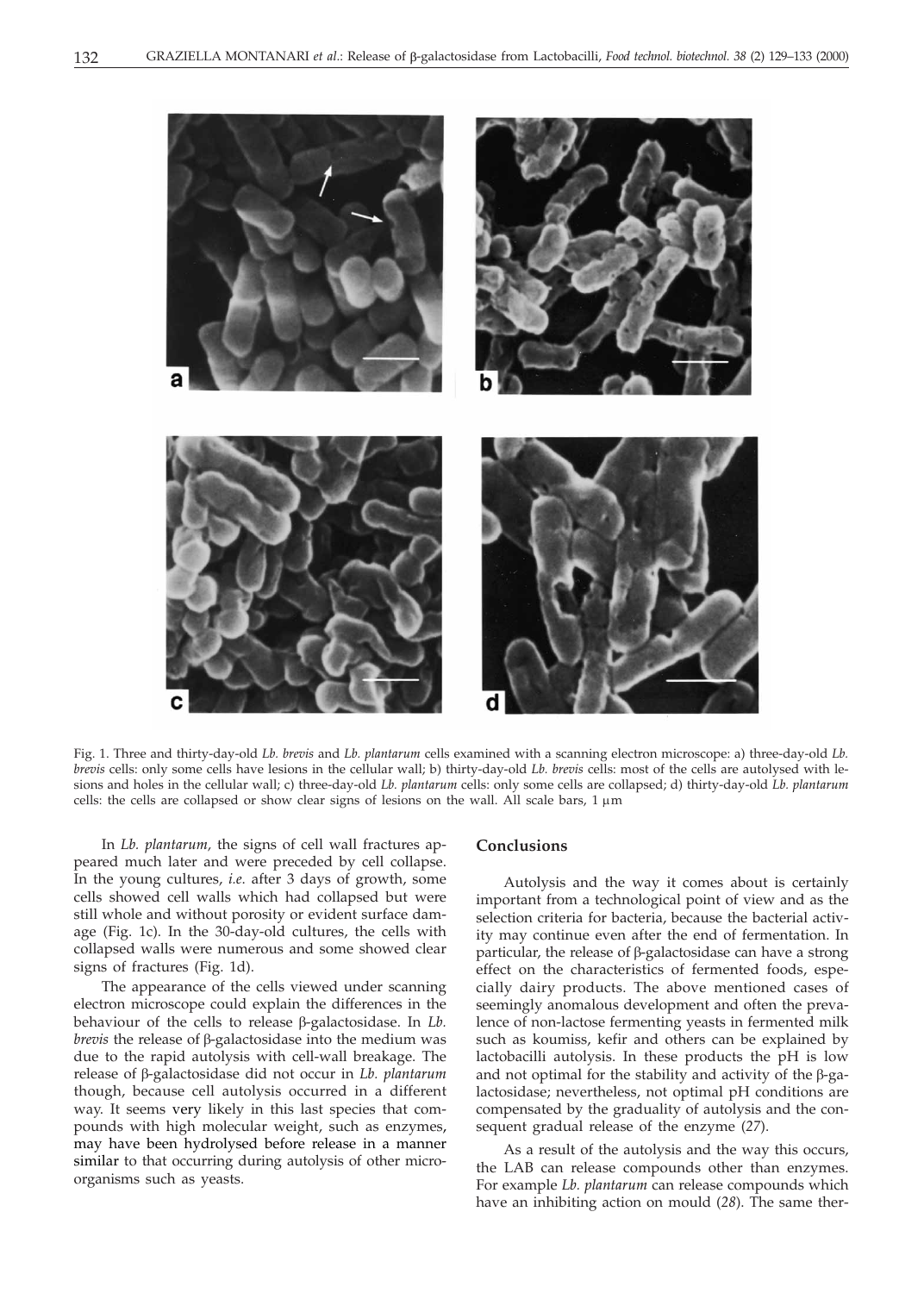Fig. 1. Three and thirty-day-old *Lb. brevis* and *Lb. plantarum* cells examined with a scanning electron microscope: a) three-day-old *Lb. brevis* cells: only some cells have lesions in the cellular wall; b) thirty-day-old *Lb. brevis* cells: most of the cells are autolysed with lesions and holes in the cellular wall; c) three-day-old *Lb. plantarum* cells: only some cells are collapsed; d) thirty-day-old *Lb. plantarum* cells: the cells are collapsed or show clear signs of lesions on the wall. All scale bars, 1 μm

In *Lb. plantarum*, the signs of cell wall fractures appeared much later and were preceded by cell collapse. In the young cultures, *i.e.* after 3 days of growth, some cells showed cell walls which had collapsed but were still whole and without porosity or evident surface damage (Fig. 1c). In the 30-day-old cultures, the cells with collapsed walls were numerous and some showed clear signs of fractures (Fig. 1d).

The appearance of the cells viewed under scanning electron microscope could explain the differences in the behaviour of the cells to release β-galactosidase. In *Lb. brevis* the release of β-galactosidase into the medium was due to the rapid autolysis with cell-wall breakage. The release of β-galactosidase did not occur in *Lb. plantarum* though, because cell autolysis occurred in a different way. It seems very likely in this last species that compounds with high molecular weight, such as enzymes, may have been hydrolysed before release in a manner similar to that occurring during autolysis of other microorganisms such as yeasts.

## Conclusions

Autolysis and the way it comes about is certainly important from a technological point of view and as the selection criteria for bacteria, because the bacterial activity may continue even after the end of fermentation. In particular, the release of β-galactosidase can have a strong effect on the characteristics of fermented foods, especially dairy products. The above mentioned cases of seemingly anomalous development and often the prevalence of non-lactose fermenting yeasts in fermented milk such as koumiss, kefir and others can be explained by lactobacilli autolysis. In these products the pH is low and not optimal for the stability and activity of the β-galactosidase; nevertheless, not optimal pH conditions are compensated by the graduality of autolysis and the consequent gradual release of the enzyme (*27*).

As a result of the autolysis and the way this occurs, the LAB can release compounds other than enzymes. For example *Lb. plantarum* can release compounds which have an inhibiting action on mould (*28*). The same ther-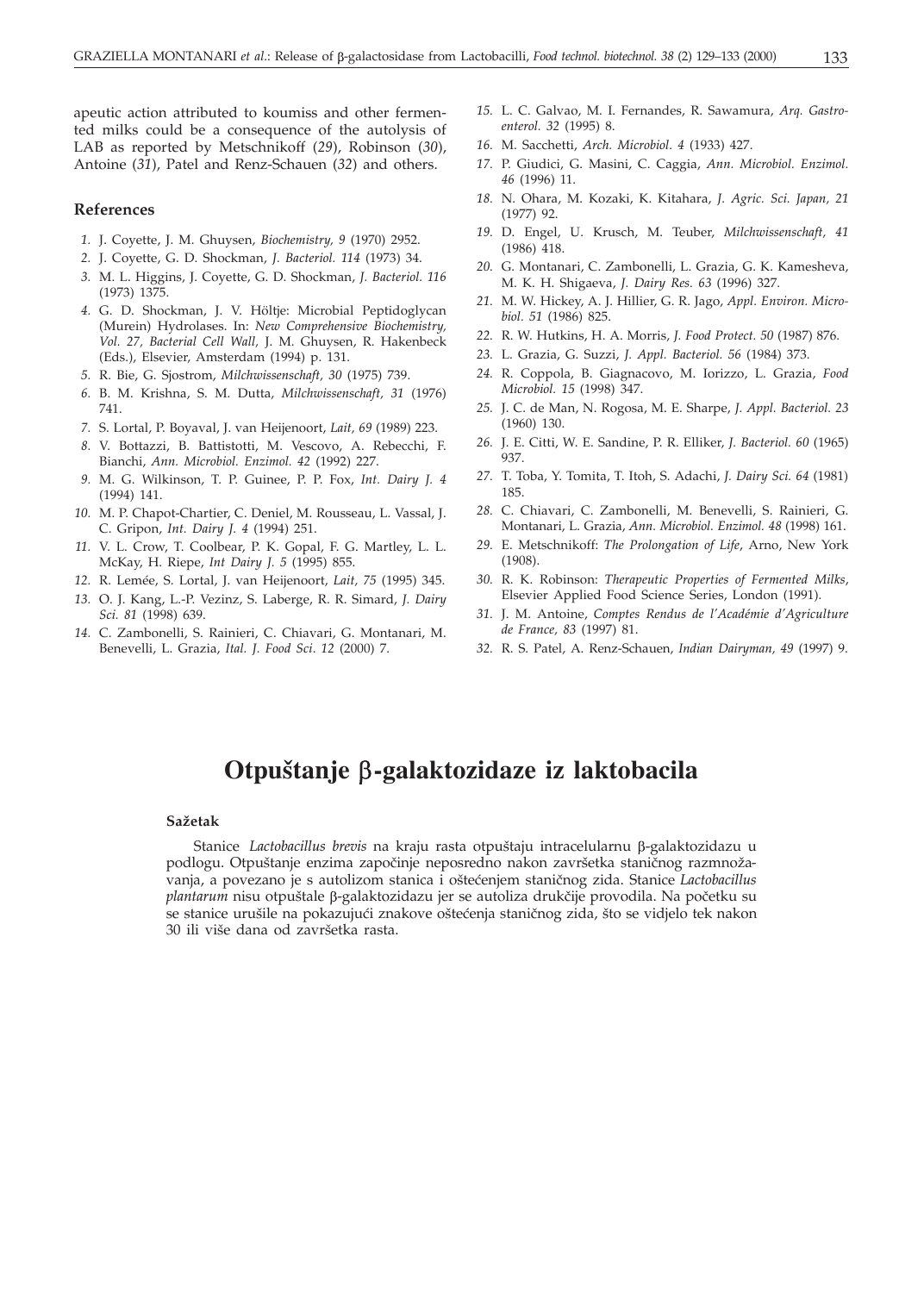apeutic action attributed to koumiss and other fermented milks could be a consequence of the autolysis of LAB as reported by Metschnikoff (*29*), Robinson (*30*), Antoine (*31*), Patel and Renz-Schauen (*32*) and others.

## References

1. J. Coyette, J. M. Ghuysen, *Biochemistry, 9* (1970) 2952.
2. J. Coyette, G. D. Shockman, *J. Bacteriol. 114* (1973) 34.
3. M. L. Higgins, J. Coyette, G. D. Shockman, *J. Bacteriol. 116* (1973) 1375.
4. G. D. Shockman, J. V. Höltje: Microbial Peptidoglycan (Murein) Hydrolases. In: *New Comprehensive Biochemistry, Vol. 27, Bacterial Cell Wall*, J. M. Ghuysen, R. Hakenbeck (Eds.), Elsevier, Amsterdam (1994) p. 131.
5. R. Bie, G. Sjostrom, *Milchwissenschaft, 30* (1975) 739.
6. B. M. Krishna, S. M. Dutta, *Milchwissenschaft, 31* (1976) 741.
7. S. Lortal, P. Boyaval, J. van Heijenoort, *Lait, 69* (1989) 223.
8. V. Bottazzi, B. Battistotti, M. Vescovo, A. Rebecchi, F. Bianchi, *Ann. Microbiol. Enzimol. 42* (1992) 227.
9. M. G. Wilkinson, T. P. Guinee, P. P. Fox, *Int. Dairy J. 4* (1994) 141.
10. M. P. Chapot-Chartier, C. Deniel, M. Rousseau, L. Vassal, J. C. Gripon, *Int. Dairy J. 4* (1994) 251.
11. V. L. Crow, T. Coolbear, P. K. Gopal, F. G. Martley, L. L. McKay, H. Riepe, *Int Dairy J. 5* (1995) 855.
12. R. Lemée, S. Lortal, J. van Heijenoort, *Lait, 75* (1995) 345.
13. O. J. Kang, L.-P. Vezinz, S. Laberge, R. R. Simard, *J. Dairy Sci. 81* (1998) 639.
14. C. Zambonelli, S. Rainieri, C. Chiavari, G. Montanari, M. Benevelli, L. Grazia, *Ital. J. Food Sci. 12* (2000) 7.
15. L. C. Galvao, M. I. Fernandes, R. Sawamura, *Arq. Gastroenterol. 32* (1995) 8.
16. M. Sacchetti, *Arch. Microbiol. 4* (1933) 427.
17. P. Giudici, G. Masini, C. Caggia, *Ann. Microbiol. Enzimol. 46* (1996) 11.
18. N. Ohara, M. Kozaki, K. Kitahara, *J. Agric. Sci. Japan, 21* (1977) 92.
19. D. Engel, U. Krusch, M. Teuber, *Milchwissenschaft, 41* (1986) 418.
20. G. Montanari, C. Zambonelli, L. Grazia, G. K. Kamesheva, M. K. H. Shigaeva, *J. Dairy Res. 63* (1996) 327.
21. M. W. Hickey, A. J. Hillier, G. R. Jago, *Appl. Environ. Microbiol. 51* (1986) 825.
22. R. W. Hutkins, H. A. Morris, *J. Food Protect. 50* (1987) 876.
23. L. Grazia, G. Suzzi, *J. Appl. Bacteriol. 56* (1984) 373.
24. R. Coppola, B. Giagnacovo, M. Iorizzo, L. Grazia, *Food Microbiol. 15* (1998) 347.
25. J. C. de Man, N. Rogosa, M. E. Sharpe, *J. Appl. Bacteriol. 23* (1960) 130.
26. J. E. Citti, W. E. Sandine, P. R. Elliker, *J. Bacteriol. 60* (1965) 937.
27. T. Toba, Y. Tomita, T. Itoh, S. Adachi, *J. Dairy Sci. 64* (1981) 185.
28. C. Chiavari, C. Zambonelli, M. Benevelli, S. Rainieri, G. Montanari, L. Grazia, *Ann. Microbiol. Enzimol. 48* (1998) 161.
29. E. Metschnikoff: *The Prolongation of Life*, Arno, New York (1908).
30. R. K. Robinson: *Therapeutic Properties of Fermented Milks*, Elsevier Applied Food Science Series, London (1991).
31. J. M. Antoine, *Comptes Rendus de l'Académie d'Agriculture de France, 83* (1997) 81.
32. R. S. Patel, A. Renz-Schauen, *Indian Dairyman, 49* (1997) 9.

# Otpuštanje β-galaktozidaze iz laktobacila

#### Sažetak

Stanice *Lactobacillus brevis* na kraju rasta otpuštaju intracelularnu β-galaktozidazu u podlogu. Otpuštanje enzima započinje neposredno nakon završetka staničnog razmnožavanja, a povezano je s autolizom stanica i oštećenjem staničnog zida. Stanice *Lactobacillus plantarum* nisu otpuštale β-galaktozidazu jer se autoliza drukčije provodila. Na početku su se stanice urušile na pokazujući znakove oštećenja staničnog zida, što se vidjelo tek nakon 30 ili više dana od završetka rasta.